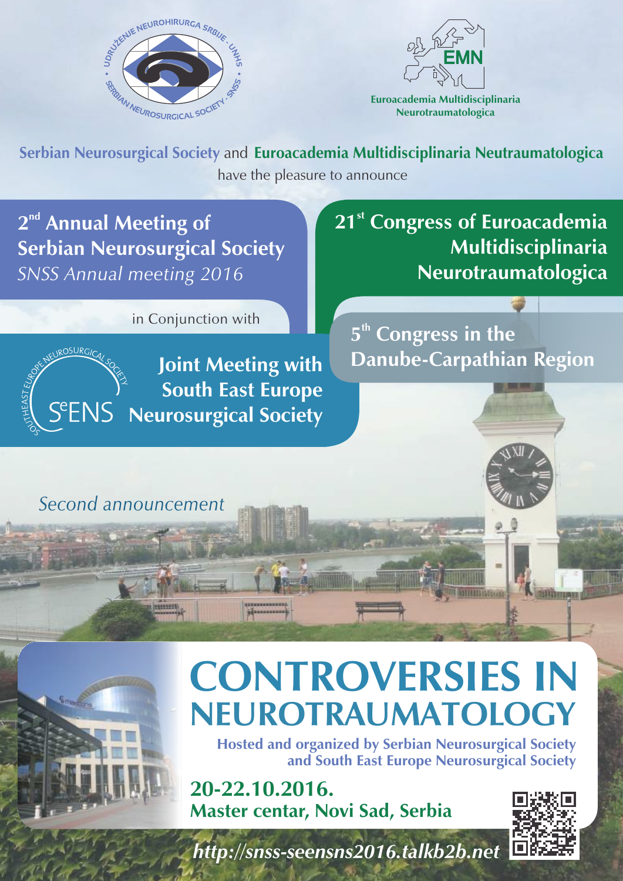UDRUŽENJE NEUROHIRURGA SRBIJE - UNHS • SERBIAN NEUROSURGICAL SOCIETY - SNSS

EMN
Euroacademia Multidisciplinaria Neurotraumatologica

**Serbian Neurosurgical Society** and **Euroacademia Multidisciplinaria Neutraumatologica**
have the pleasure to announce

## 2nd Annual Meeting of Serbian Neurosurgical Society

*SNSS Annual meeting 2016*

in Conjunction with

## 21st Congress of Euroacademia Multidisciplinaria Neurotraumatologica

## 5th Congress in the Danube-Carpathian Region

SOUTHEAST EUROPE NEUROSURGICAL SOCIETY
SeENS

## Joint Meeting with South East Europe Neurosurgical Society

*Second announcement*

# CONTROVERSIES IN NEUROTRAUMATOLOGY

**Hosted and organized by Serbian Neurosurgical Society and South East Europe Neurosurgical Society**

**20-22.10.2016.**
**Master centar, Novi Sad, Serbia**

***http://snss-seensns2016.talkb2b.net***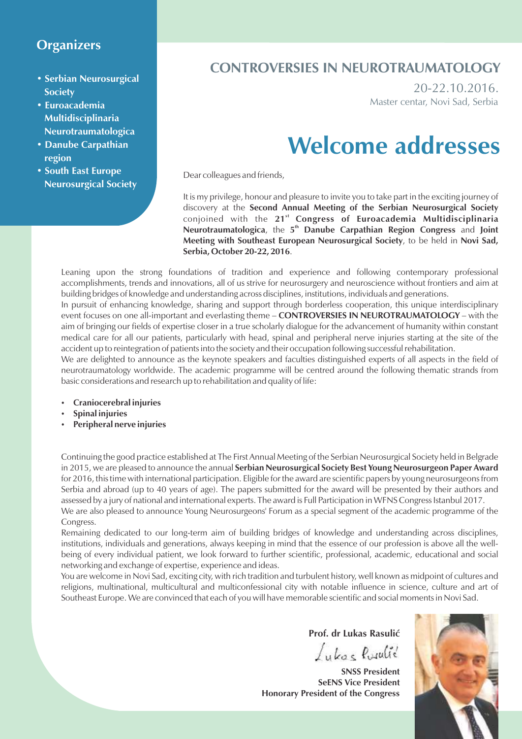## Organizers

- **Serbian Neurosurgical Society**
- **Euroacademia Multidisciplinaria Neurotraumatologica**
- **Danube Carpathian region**
- **South East Europe Neurosurgical Society**

## CONTROVERSIES IN NEUROTRAUMATOLOGY

20-22.10.2016.
Master centar, Novi Sad, Serbia

# Welcome addresses

Dear colleagues and friends,

It is my privilege, honour and pleasure to invite you to take part in the exciting journey of discovery at the **Second Annual Meeting of the Serbian Neurosurgical Society** conjoined with the **21st Congress of Euroacademia Multidisciplinaria Neurotraumatologica**, the **5th Danube Carpathian Region Congress** and **Joint Meeting with Southeast European Neurosurgical Society**, to be held in **Novi Sad, Serbia, October 20-22, 2016**.

Leaning upon the strong foundations of tradition and experience and following contemporary professional accomplishments, trends and innovations, all of us strive for neurosurgery and neuroscience without frontiers and aim at building bridges of knowledge and understanding across disciplines, institutions, individuals and generations.

In pursuit of enhancing knowledge, sharing and support through borderless cooperation, this unique interdisciplinary event focuses on one all-important and everlasting theme – **CONTROVERSIES IN NEUROTRAUMATOLOGY** – with the aim of bringing our fields of expertise closer in a true scholarly dialogue for the advancement of humanity within constant medical care for all our patients, particularly with head, spinal and peripheral nerve injuries starting at the site of the accident up to reintegration of patients into the society and their occupation following successful rehabilitation.

We are delighted to announce as the keynote speakers and faculties distinguished experts of all aspects in the field of neurotraumatology worldwide. The academic programme will be centred around the following thematic strands from basic considerations and research up to rehabilitation and quality of life:

- **Craniocerebral injuries**
- **Spinal injuries**
- **Peripheral nerve injuries**

Continuing the good practice established at The First Annual Meeting of the Serbian Neurosurgical Society held in Belgrade in 2015, we are pleased to announce the annual **Serbian Neurosurgical Society Best Young Neurosurgeon Paper Award** for 2016, this time with international participation. Eligible for the award are scientific papers by young neurosurgeons from Serbia and abroad (up to 40 years of age). The papers submitted for the award will be presented by their authors and assessed by a jury of national and international experts. The award is Full Participation in WFNS Congress Istanbul 2017.

We are also pleased to announce Young Neurosurgeons' Forum as a special segment of the academic programme of the Congress.

Remaining dedicated to our long-term aim of building bridges of knowledge and understanding across disciplines, institutions, individuals and generations, always keeping in mind that the essence of our profession is above all the well-being of every individual patient, we look forward to further scientific, professional, academic, educational and social networking and exchange of expertise, experience and ideas.

You are welcome in Novi Sad, exciting city, with rich tradition and turbulent history, well known as midpoint of cultures and religions, multinational, multicultural and multiconfessional city with notable influence in science, culture and art of Southeast Europe. We are convinced that each of you will have memorable scientific and social moments in Novi Sad.

**Prof. dr Lukas Rasulić**

*Lukas Rasulić*

**SNSS President**
**SeENS Vice President**
**Honorary President of the Congress**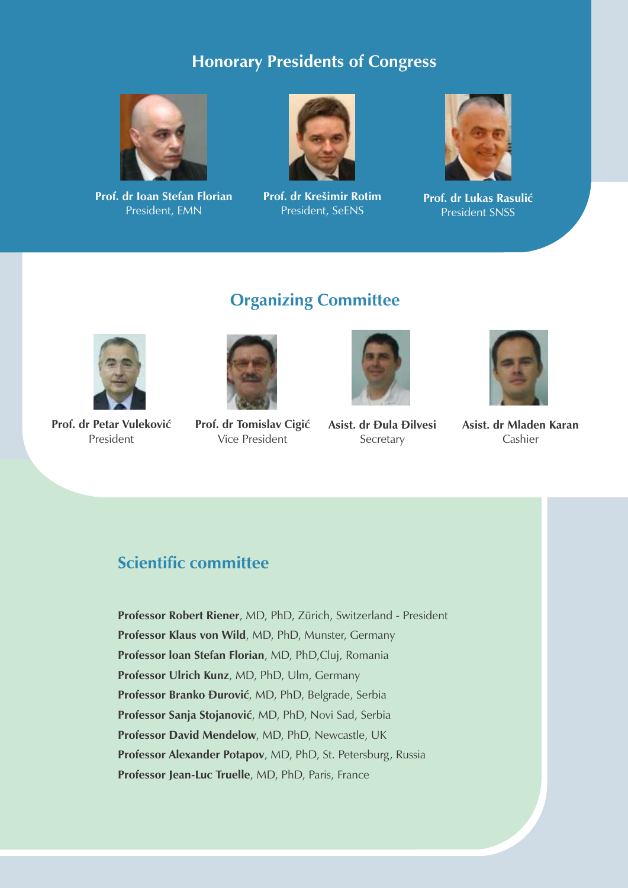## Honorary Presidents of Congress

**Prof. dr Ioan Stefan Florian**
President, EMN

**Prof. dr Krešimir Rotim**
President, SeENS

**Prof. dr Lukas Rasulić**
President SNSS

## Organizing Committee

**Prof. dr Petar Vuleković**
President

**Prof. dr Tomislav Cigić**
Vice President

**Asist. dr Đula Đilvesi**
Secretary

**Asist. dr Mladen Karan**
Cashier

## Scientific committee

**Professor Robert Riener**, MD, PhD, Zürich, Switzerland - President
**Professor Klaus von Wild**, MD, PhD, Munster, Germany
**Professor Ioan Stefan Florian**, MD, PhD,Cluj, Romania
**Professor Ulrich Kunz**, MD, PhD, Ulm, Germany
**Professor Branko Đurović**, MD, PhD, Belgrade, Serbia
**Professor Sanja Stojanović**, MD, PhD, Novi Sad, Serbia
**Professor David Mendelow**, MD, PhD, Newcastle, UK
**Professor Alexander Potapov**, MD, PhD, St. Petersburg, Russia
**Professor Jean-Luc Truelle**, MD, PhD, Paris, France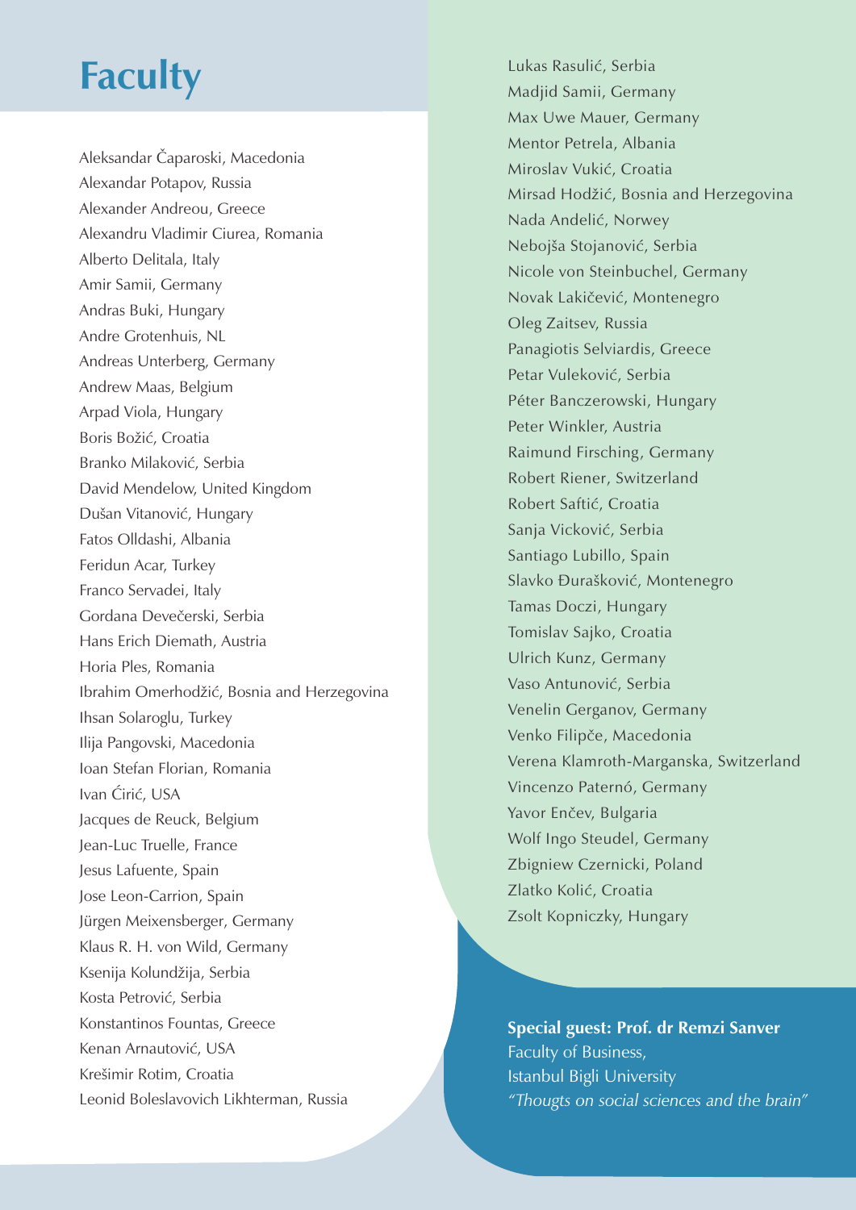# Faculty

Aleksandar Čaparoski, Macedonia
Alexandar Potapov, Russia
Alexander Andreou, Greece
Alexandru Vladimir Ciurea, Romania
Alberto Delitala, Italy
Amir Samii, Germany
Andras Buki, Hungary
Andre Grotenhuis, NL
Andreas Unterberg, Germany
Andrew Maas, Belgium
Arpad Viola, Hungary
Boris Božić, Croatia
Branko Milaković, Serbia
David Mendelow, United Kingdom
Dušan Vitanović, Hungary
Fatos Olldashi, Albania
Feridun Acar, Turkey
Franco Servadei, Italy
Gordana Devečerski, Serbia
Hans Erich Diemath, Austria
Horia Ples, Romania
Ibrahim Omerhodžić, Bosnia and Herzegovina
Ihsan Solaroglu, Turkey
Ilija Pangovski, Macedonia
Ioan Stefan Florian, Romania
Ivan Ćirić, USA
Jacques de Reuck, Belgium
Jean-Luc Truelle, France
Jesus Lafuente, Spain
Jose Leon-Carrion, Spain
Jürgen Meixensberger, Germany
Klaus R. H. von Wild, Germany
Ksenija Kolundžija, Serbia
Kosta Petrović, Serbia
Konstantinos Fountas, Greece
Kenan Arnautović, USA
Krešimir Rotim, Croatia
Leonid Boleslavovich Likhterman, Russia
Lukas Rasulić, Serbia
Madjid Samii, Germany
Max Uwe Mauer, Germany
Mentor Petrela, Albania
Miroslav Vukić, Croatia
Mirsad Hodžić, Bosnia and Herzegovina
Nada Andelić, Norwey
Nebojša Stojanović, Serbia
Nicole von Steinbuchel, Germany
Novak Lakičević, Montenegro
Oleg Zaitsev, Russia
Panagiotis Selviardis, Greece
Petar Vuleković, Serbia
Péter Banczerowski, Hungary
Peter Winkler, Austria
Raimund Firsching, Germany
Robert Riener, Switzerland
Robert Saftić, Croatia
Sanja Vicković, Serbia
Santiago Lubillo, Spain
Slavko Đurašković, Montenegro
Tamas Doczi, Hungary
Tomislav Sajko, Croatia
Ulrich Kunz, Germany
Vaso Antunović, Serbia
Venelin Gerganov, Germany
Venko Filipče, Macedonia
Verena Klamroth-Marganska, Switzerland
Vincenzo Paternó, Germany
Yavor Enčev, Bulgaria
Wolf Ingo Steudel, Germany
Zbigniew Czernicki, Poland
Zlatko Kolić, Croatia
Zsolt Kopniczky, Hungary

**Special guest: Prof. dr Remzi Sanver**
Faculty of Business,
Istanbul Bigli University
*"Thougts on social sciences and the brain"*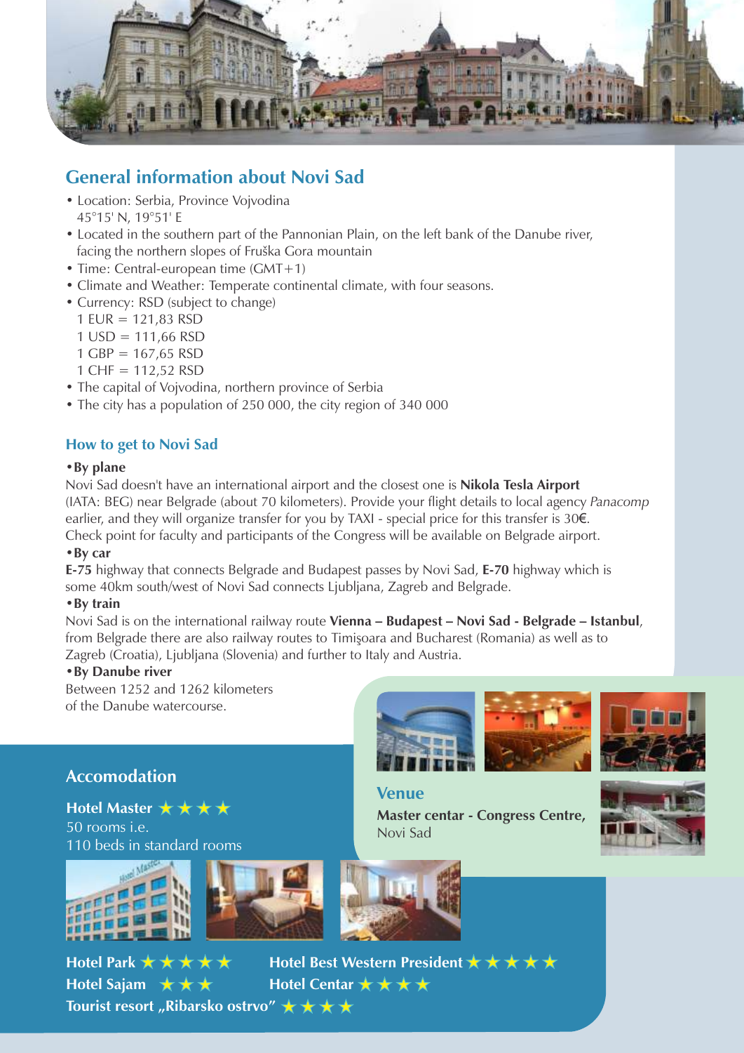## General information about Novi Sad

- Location: Serbia, Province Vojvodina
  45°15' N, 19°51' E
- Located in the southern part of the Pannonian Plain, on the left bank of the Danube river, facing the northern slopes of Fruška Gora mountain
- Time: Central-european time (GMT+1)
- Climate and Weather: Temperate continental climate, with four seasons.
- Currency: RSD (subject to change)
  1 EUR = 121,83 RSD
  1 USD = 111,66 RSD
  1 GBP = 167,65 RSD
  1 CHF = 112,52 RSD
- The capital of Vojvodina, northern province of Serbia
- The city has a population of 250 000, the city region of 340 000

### How to get to Novi Sad

**• By plane**

Novi Sad doesn't have an international airport and the closest one is **Nikola Tesla Airport** (IATA: BEG) near Belgrade (about 70 kilometers). Provide your flight details to local agency *Panacomp* earlier, and they will organize transfer for you by TAXI - special price for this transfer is 30€. Check point for faculty and participants of the Congress will be available on Belgrade airport.

**• By car**

**E-75** highway that connects Belgrade and Budapest passes by Novi Sad, **E-70** highway which is some 40km south/west of Novi Sad connects Ljubljana, Zagreb and Belgrade.

**• By train**

Novi Sad is on the international railway route **Vienna – Budapest – Novi Sad - Belgrade – Istanbul**, from Belgrade there are also railway routes to Timişoara and Bucharest (Romania) as well as to Zagreb (Croatia), Ljubljana (Slovenia) and further to Italy and Austria.

**• By Danube river**

Between 1252 and 1262 kilometers of the Danube watercourse.

## Venue

**Master centar - Congress Centre,** Novi Sad

## Accomodation

**Hotel Master** ★★★★
50 rooms i.e.
110 beds in standard rooms

**Hotel Park** ★★★★★
**Hotel Best Western President** ★★★★★
**Hotel Sajam** ★★★
**Hotel Centar** ★★★★
**Tourist resort „Ribarsko ostrvo"** ★★★★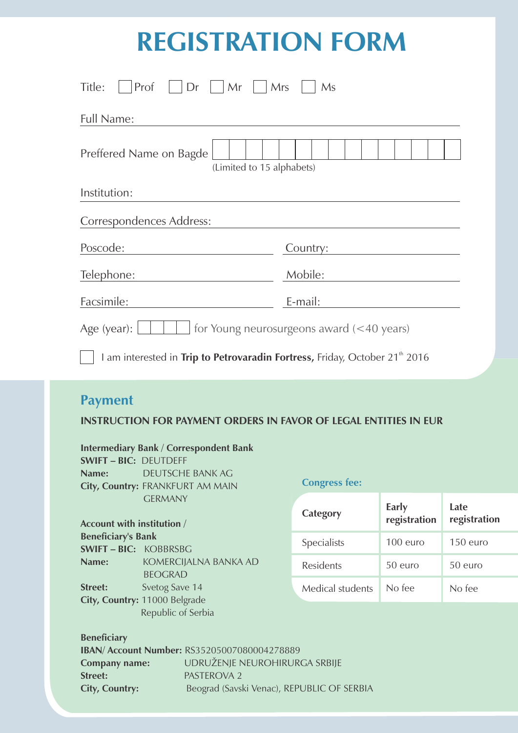# REGISTRATION FORM

Title: ☐ Prof ☐ Dr ☐ Mr ☐ Mrs ☐ Ms

Full Name: ______________________________

Preffered Name on Bagde ☐☐☐☐☐☐☐☐☐☐☐☐☐☐☐
(Limited to 15 alphabets)

Institution: ______________________________

Correspondences Address: ______________________________

Poscode: ______________ Country: ______________

Telephone: ______________ Mobile: ______________

Facsimile: ______________ E-mail: ______________

Age (year): ☐☐☐ for Young neurosurgeons award (<40 years)

☐ I am interested in **Trip to Petrovaradin Fortress,** Friday, October 21th 2016

## Payment

**INSTRUCTION FOR PAYMENT ORDERS IN FAVOR OF LEGAL ENTITIES IN EUR**

**Intermediary Bank / Correspondent Bank**
**SWIFT – BIC:** DEUTDEFF
**Name:** DEUTSCHE BANK AG
**City, Country:** FRANKFURT AM MAIN GERMANY

**Account with institution / Beneficiary's Bank**
**SWIFT – BIC:** KOBBRSBG
**Name:** KOMERCIJALNA BANKA AD BEOGRAD
**Street:** Svetog Save 14
**City, Country:** 11000 Belgrade Republic of Serbia

**Beneficiary**
**IBAN/ Account Number:** RS35205007080004278889
**Company name:** UDRUŽENJE NEUROHIRURGA SRBIJE
**Street:** PASTEROVA 2
**City, Country:** Beograd (Savski Venac), REPUBLIC OF SERBIA

**Congress fee:**

| Category | Early registration | Late registration |
|---|---|---|
| Specialists | 100 euro | 150 euro |
| Residents | 50 euro | 50 euro |
| Medical students | No fee | No fee |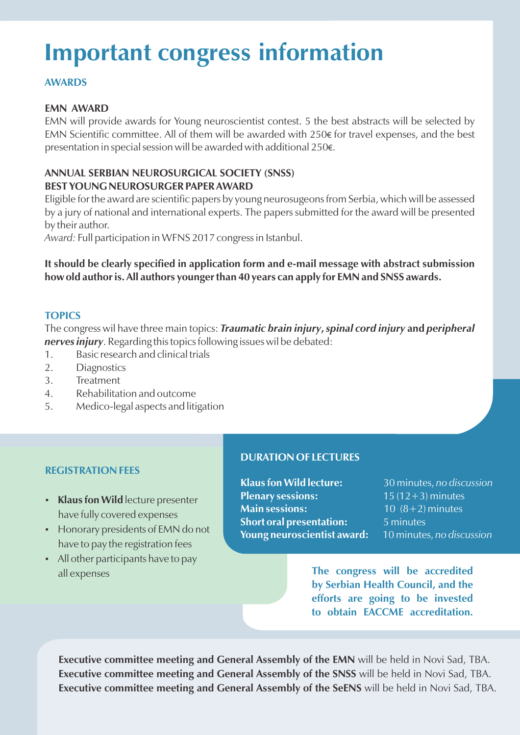# Important congress information

## AWARDS

### EMN AWARD

EMN will provide awards for Young neuroscientist contest. 5 the best abstracts will be selected by EMN Scientific committee. All of them will be awarded with 250€ for travel expenses, and the best presentation in special session will be awarded with additional 250€.

### ANNUAL SERBIAN NEUROSURGICAL SOCIETY (SNSS) BEST YOUNG NEUROSURGER PAPER AWARD

Eligible for the award are scientific papers by young neurosugeons from Serbia, which will be assessed by a jury of national and international experts. The papers submitted for the award will be presented by their author.

*Award:* Full participation in WFNS 2017 congress in Istanbul.

**It should be clearly specified in application form and e-mail message with abstract submission how old author is. All authors younger than 40 years can apply for EMN and SNSS awards.**

## TOPICS

The congress wil have three main topics: ***Traumatic brain injury***, ***spinal cord injury*** **and** ***peripheral nerves injury***. Regarding this topics following issues wil be debated:

1. Basic research and clinical trials
2. Diagnostics
3. Treatment
4. Rehabilitation and outcome
5. Medico-legal aspects and litigation

## REGISTRATION FEES

- **Klaus fon Wild** lecture presenter have fully covered expenses
- Honorary presidents of EMN do not have to pay the registration fees
- All other participants have to pay all expenses

## DURATION OF LECTURES

| | |
|---|---|
| **Klaus fon Wild lecture:** | 30 minutes, *no discussion* |
| **Plenary sessions:** | 15 (12+3) minutes |
| **Main sessions:** | 10 (8+2) minutes |
| **Short oral presentation:** | 5 minutes |
| **Young neuroscientist award:** | 10 minutes, *no discussion* |

**The congress will be accredited by Serbian Health Council, and the efforts are going to be invested to obtain EACCME accreditation.**

**Executive committee meeting and General Assembly of the EMN** will be held in Novi Sad, TBA.
**Executive committee meeting and General Assembly of the SNSS** will be held in Novi Sad, TBA.
**Executive committee meeting and General Assembly of the SeENS** will be held in Novi Sad, TBA.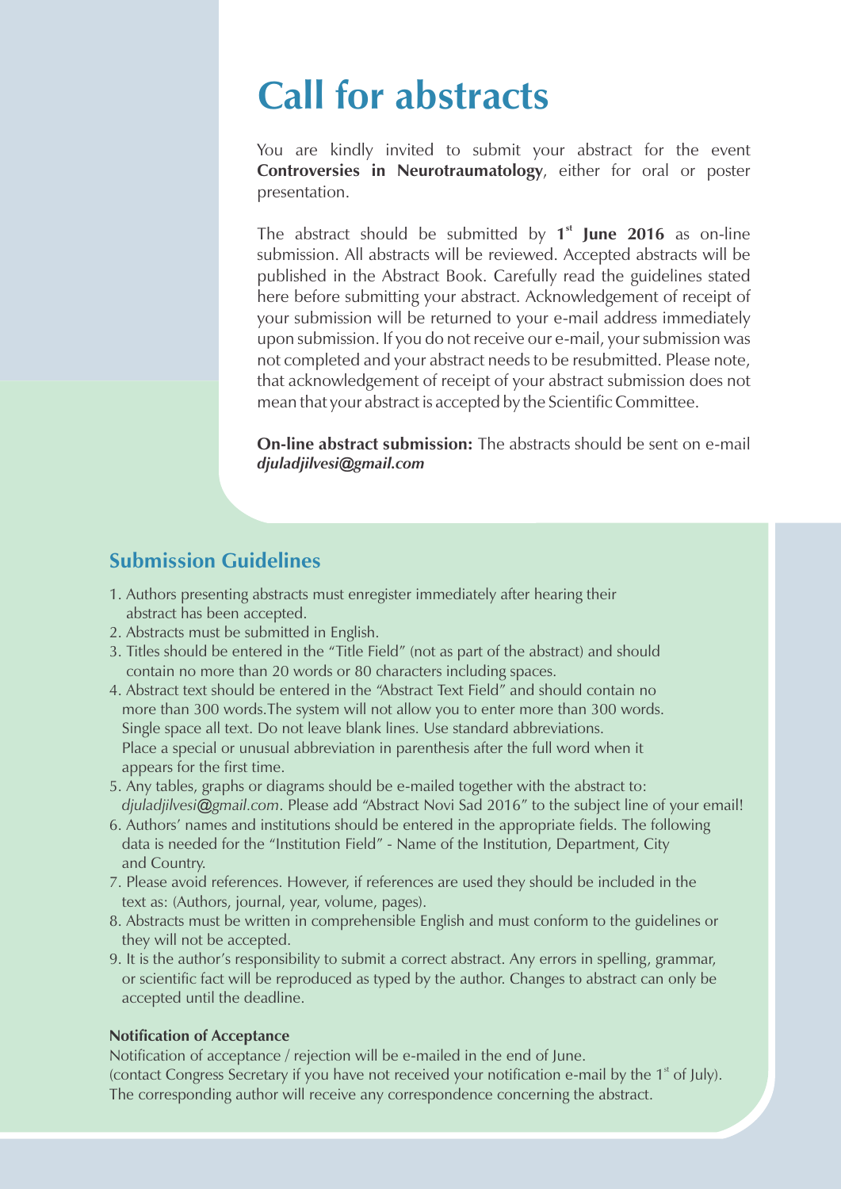# Call for abstracts

You are kindly invited to submit your abstract for the event **Controversies in Neurotraumatology**, either for oral or poster presentation.

The abstract should be submitted by **1st June 2016** as on-line submission. All abstracts will be reviewed. Accepted abstracts will be published in the Abstract Book. Carefully read the guidelines stated here before submitting your abstract. Acknowledgement of receipt of your submission will be returned to your e-mail address immediately upon submission. If you do not receive our e-mail, your submission was not completed and your abstract needs to be resubmitted. Please note, that acknowledgement of receipt of your abstract submission does not mean that your abstract is accepted by the Scientific Committee.

**On-line abstract submission:** The abstracts should be sent on e-mail ***djuladjilvesi@gmail.com***

## Submission Guidelines

1. Authors presenting abstracts must enregister immediately after hearing their abstract has been accepted.
2. Abstracts must be submitted in English.
3. Titles should be entered in the "Title Field" (not as part of the abstract) and should contain no more than 20 words or 80 characters including spaces.
4. Abstract text should be entered in the "Abstract Text Field" and should contain no more than 300 words.The system will not allow you to enter more than 300 words. Single space all text. Do not leave blank lines. Use standard abbreviations. Place a special or unusual abbreviation in parenthesis after the full word when it appears for the first time.
5. Any tables, graphs or diagrams should be e-mailed together with the abstract to: *djuladjilvesi@gmail.com*. Please add "Abstract Novi Sad 2016" to the subject line of your email!
6. Authors' names and institutions should be entered in the appropriate fields. The following data is needed for the "Institution Field" - Name of the Institution, Department, City and Country.
7. Please avoid references. However, if references are used they should be included in the text as: (Authors, journal, year, volume, pages).
8. Abstracts must be written in comprehensible English and must conform to the guidelines or they will not be accepted.
9. It is the author's responsibility to submit a correct abstract. Any errors in spelling, grammar, or scientific fact will be reproduced as typed by the author. Changes to abstract can only be accepted until the deadline.

**Notification of Acceptance**

Notification of acceptance / rejection will be e-mailed in the end of June.
(contact Congress Secretary if you have not received your notification e-mail by the 1st of July).
The corresponding author will receive any correspondence concerning the abstract.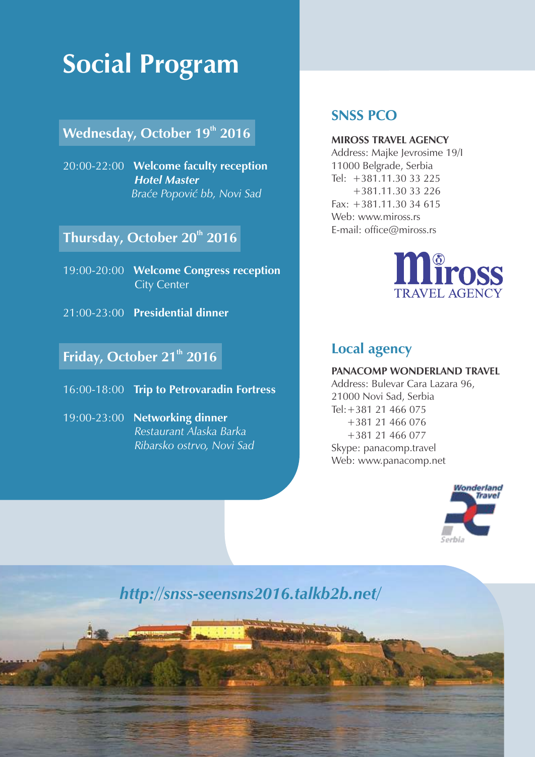# Social Program

## Wednesday, October 19th 2016

20:00-22:00 **Welcome faculty reception**
***Hotel Master***
*Braće Popović bb, Novi Sad*

## Thursday, October 20th 2016

19:00-20:00 **Welcome Congress reception**
City Center

21:00-23:00 **Presidential dinner**

## Friday, October 21th 2016

16:00-18:00 **Trip to Petrovaradin Fortress**

19:00-23:00 **Networking dinner**
*Restaurant Alaska Barka*
*Ribarsko ostrvo, Novi Sad*

## SNSS PCO

**MIROSS TRAVEL AGENCY**
Address: Majke Jevrosime 19/I
11000 Belgrade, Serbia
Tel: +381.11.30 33 225
+381.11.30 33 226
Fax: +381.11.30 34 615
Web: www.miross.rs
E-mail: office@miross.rs

Miross TRAVEL AGENCY

## Local agency

**PANACOMP WONDERLAND TRAVEL**
Address: Bulevar Cara Lazara 96,
21000 Novi Sad, Serbia
Tel: +381 21 466 075
+381 21 466 076
+381 21 466 077
Skype: panacomp.travel
Web: www.panacomp.net

Wonderland Travel Serbia

***http://snss-seensns2016.talkb2b.net/***